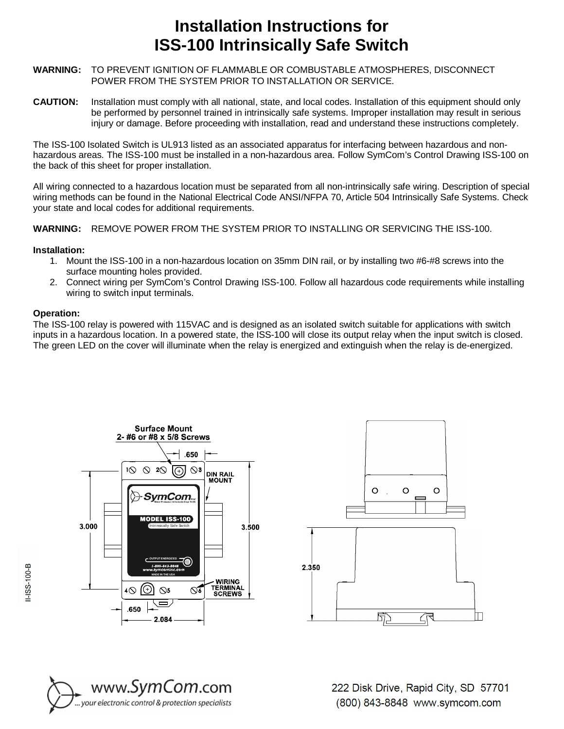# Installation Instructions for ISS-100 Intrinsically Safe Switch

**WARNING:** TO PREVENT IGNITION OF FLAMMABLE OR COMBUSTABLE ATMOSPHERES, DISCONNECT POWER FROM THE SYSTEM PRIOR TO INSTALLATION OR SERVICE.

**CAUTION:** Installation must comply with all national, state, and local codes. Installation of this equipment should only be performed by personnel trained in intrinsically safe systems. Improper installation may result in serious injury or damage. Before proceeding with installation, read and understand these instructions completely.

The ISS-100 Isolated Switch is UL913 listed as an associated apparatus for interfacing between hazardous and non-hazardous areas. The ISS-100 must be installed in a non-hazardous area. Follow SymCom's Control Drawing ISS-100 on the back of this sheet for proper installation.

All wiring connected to a hazardous location must be separated from all non-intrinsically safe wiring. Description of special wiring methods can be found in the National Electrical Code ANSI/NFPA 70, Article 504 Intrinsically Safe Systems. Check your state and local codes for additional requirements.

**WARNING:** REMOVE POWER FROM THE SYSTEM PRIOR TO INSTALLING OR SERVICING THE ISS-100.

**Installation:**

1. Mount the ISS-100 in a non-hazardous location on 35mm DIN rail, or by installing two #6-#8 screws into the surface mounting holes provided.
2. Connect wiring per SymCom's Control Drawing ISS-100. Follow all hazardous code requirements while installing wiring to switch input terminals.

**Operation:**

The ISS-100 relay is powered with 115VAC and is designed as an isolated switch suitable for applications with switch inputs in a hazardous location. In a powered state, the ISS-100 will close its output relay when the input switch is closed. The green LED on the cover will illuminate when the relay is energized and extinguish when the relay is de-energized.

Surface Mount 2- #6 or #8 x 5/8 Screws

DIN RAIL MOUNT

WIRING TERMINAL SCREWS

.650 | 3.000 | 3.500 | .650 | 2.084 | 2.350

II-ISS-100-B

www.SymCom.com ... your electronic control & protection specialists

222 Disk Drive, Rapid City, SD 57701
(800) 843-8848 www.symcom.com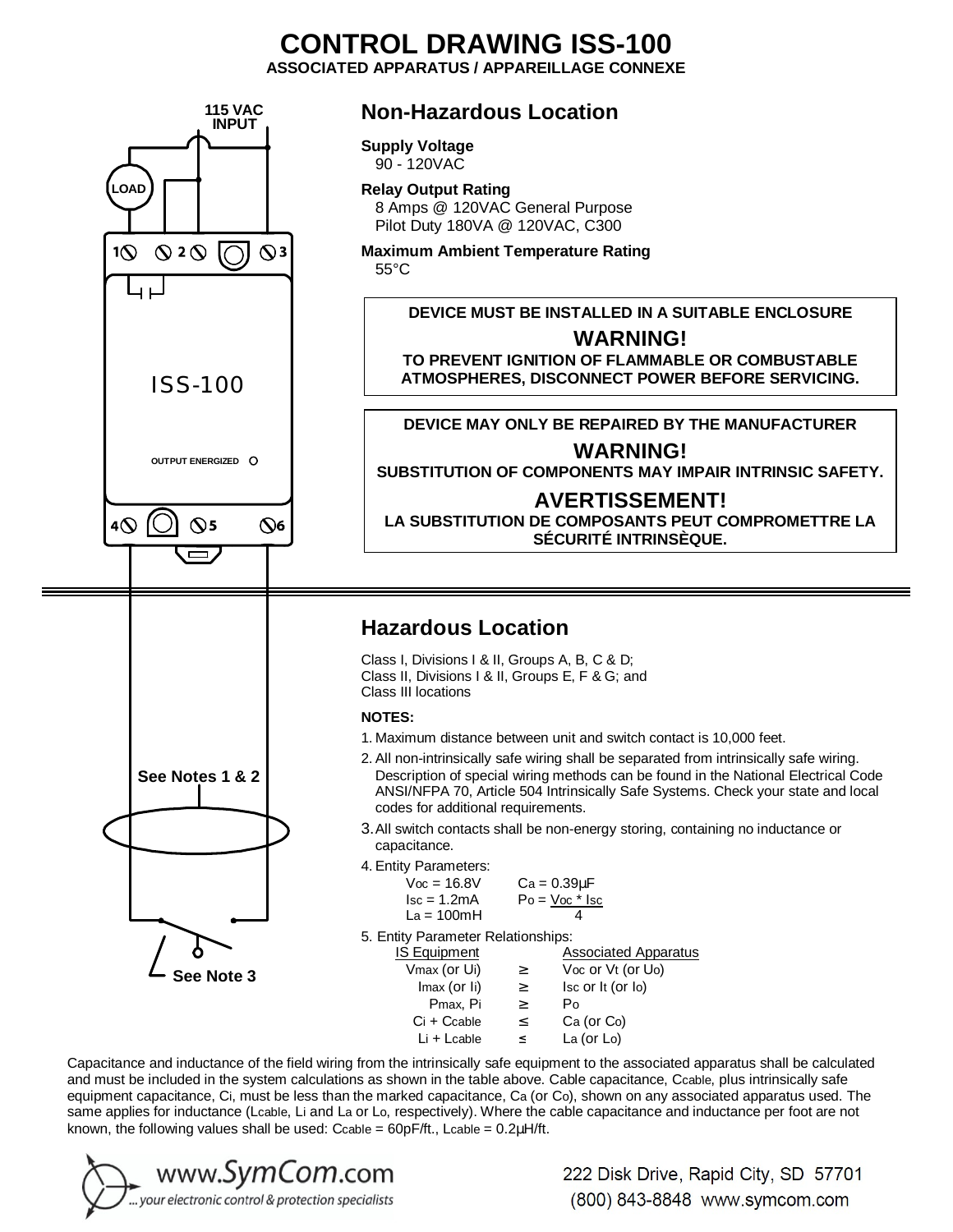# CONTROL DRAWING ISS-100

**ASSOCIATED APPARATUS / APPAREILLAGE CONNEXE**

115 VAC INPUT

LOAD

1 2 3

ISS-100

OUTPUT ENERGIZED

4 5 6

See Notes 1 & 2

See Note 3

## Non-Hazardous Location

**Supply Voltage**
90 - 120VAC

**Relay Output Rating**
8 Amps @ 120VAC General Purpose
Pilot Duty 180VA @ 120VAC, C300

**Maximum Ambient Temperature Rating**
55°C

**DEVICE MUST BE INSTALLED IN A SUITABLE ENCLOSURE**

**WARNING!**

**TO PREVENT IGNITION OF FLAMMABLE OR COMBUSTABLE ATMOSPHERES, DISCONNECT POWER BEFORE SERVICING.**

**DEVICE MAY ONLY BE REPAIRED BY THE MANUFACTURER**

**WARNING!**

**SUBSTITUTION OF COMPONENTS MAY IMPAIR INTRINSIC SAFETY.**

**AVERTISSEMENT!**

**LA SUBSTITUTION DE COMPOSANTS PEUT COMPROMETTRE LA SÉCURITÉ INTRINSÈQUE.**

## Hazardous Location

Class I, Divisions I & II, Groups A, B, C & D;
Class II, Divisions I & II, Groups E, F & G; and
Class III locations

**NOTES:**

1. Maximum distance between unit and switch contact is 10,000 feet.
2. All non-intrinsically safe wiring shall be separated from intrinsically safe wiring. Description of special wiring methods can be found in the National Electrical Code ANSI/NFPA 70, Article 504 Intrinsically Safe Systems. Check your state and local codes for additional requirements.
3. All switch contacts shall be non-energy storing, containing no inductance or capacitance.
4. Entity Parameters:

   $V_{oc}$ = 16.8V &nbsp;&nbsp; $C_a$ = 0.39µF
   $I_{sc}$ = 1.2mA &nbsp;&nbsp; $P_o = \frac{V_{oc} * I_{sc}}{4}$
   $L_a$ = 100mH

5. Entity Parameter Relationships:

| IS Equipment | | Associated Apparatus |
|---|---|---|
| $V_{max}$ (or $U_i$) | ≥ | $V_{oc}$ or $V_t$ (or $U_o$) |
| $I_{max}$ (or $I_i$) | ≥ | $I_{sc}$ or $I_t$ (or $I_o$) |
| $P_{max}$, $P_i$ | ≥ | $P_o$ |
| $C_i$ + $C_{cable}$ | ≤ | $C_a$ (or $C_o$) |
| $L_i$ + $L_{cable}$ | ≤ | $L_a$ (or $L_o$) |

Capacitance and inductance of the field wiring from the intrinsically safe equipment to the associated apparatus shall be calculated and must be included in the system calculations as shown in the table above. Cable capacitance, $C_{cable}$, plus intrinsically safe equipment capacitance, $C_i$, must be less than the marked capacitance, $C_a$ (or $C_o$), shown on any associated apparatus used. The same applies for inductance ($L_{cable}$, $L_i$ and $L_a$ or $L_o$, respectively). Where the cable capacitance and inductance per foot are not known, the following values shall be used: $C_{cable}$ = 60pF/ft., $L_{cable}$ = 0.2µH/ft.

www.SymCom.com
... your electronic control & protection specialists

222 Disk Drive, Rapid City, SD 57701
(800) 843-8848 www.symcom.com